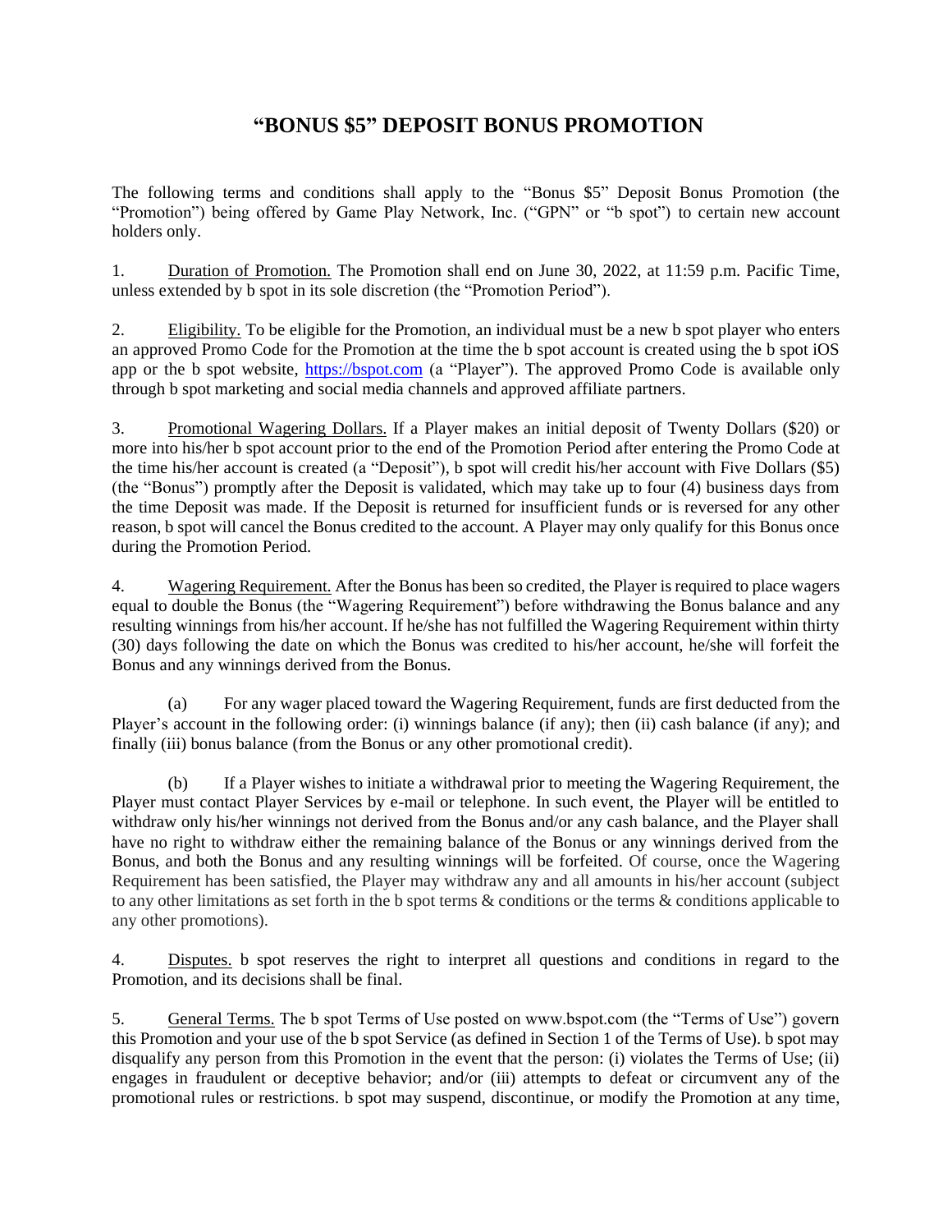# "BONUS $5" DEPOSIT BONUS PROMOTION

The following terms and conditions shall apply to the "Bonus $5" Deposit Bonus Promotion (the "Promotion") being offered by Game Play Network, Inc. ("GPN" or "b spot") to certain new account holders only.

1. Duration of Promotion. The Promotion shall end on June 30, 2022, at 11:59 p.m. Pacific Time, unless extended by b spot in its sole discretion (the "Promotion Period").

2. Eligibility. To be eligible for the Promotion, an individual must be a new b spot player who enters an approved Promo Code for the Promotion at the time the b spot account is created using the b spot iOS app or the b spot website, https://bspot.com (a "Player"). The approved Promo Code is available only through b spot marketing and social media channels and approved affiliate partners.

3. Promotional Wagering Dollars. If a Player makes an initial deposit of Twenty Dollars ($20) or more into his/her b spot account prior to the end of the Promotion Period after entering the Promo Code at the time his/her account is created (a "Deposit"), b spot will credit his/her account with Five Dollars ($5) (the "Bonus") promptly after the Deposit is validated, which may take up to four (4) business days from the time Deposit was made. If the Deposit is returned for insufficient funds or is reversed for any other reason, b spot will cancel the Bonus credited to the account. A Player may only qualify for this Bonus once during the Promotion Period.

4. Wagering Requirement. After the Bonus has been so credited, the Player is required to place wagers equal to double the Bonus (the "Wagering Requirement") before withdrawing the Bonus balance and any resulting winnings from his/her account. If he/she has not fulfilled the Wagering Requirement within thirty (30) days following the date on which the Bonus was credited to his/her account, he/she will forfeit the Bonus and any winnings derived from the Bonus.

(a) For any wager placed toward the Wagering Requirement, funds are first deducted from the Player's account in the following order: (i) winnings balance (if any); then (ii) cash balance (if any); and finally (iii) bonus balance (from the Bonus or any other promotional credit).

(b) If a Player wishes to initiate a withdrawal prior to meeting the Wagering Requirement, the Player must contact Player Services by e-mail or telephone. In such event, the Player will be entitled to withdraw only his/her winnings not derived from the Bonus and/or any cash balance, and the Player shall have no right to withdraw either the remaining balance of the Bonus or any winnings derived from the Bonus, and both the Bonus and any resulting winnings will be forfeited. Of course, once the Wagering Requirement has been satisfied, the Player may withdraw any and all amounts in his/her account (subject to any other limitations as set forth in the b spot terms & conditions or the terms & conditions applicable to any other promotions).

4. Disputes. b spot reserves the right to interpret all questions and conditions in regard to the Promotion, and its decisions shall be final.

5. General Terms. The b spot Terms of Use posted on www.bspot.com (the "Terms of Use") govern this Promotion and your use of the b spot Service (as defined in Section 1 of the Terms of Use). b spot may disqualify any person from this Promotion in the event that the person: (i) violates the Terms of Use; (ii) engages in fraudulent or deceptive behavior; and/or (iii) attempts to defeat or circumvent any of the promotional rules or restrictions. b spot may suspend, discontinue, or modify the Promotion at any time,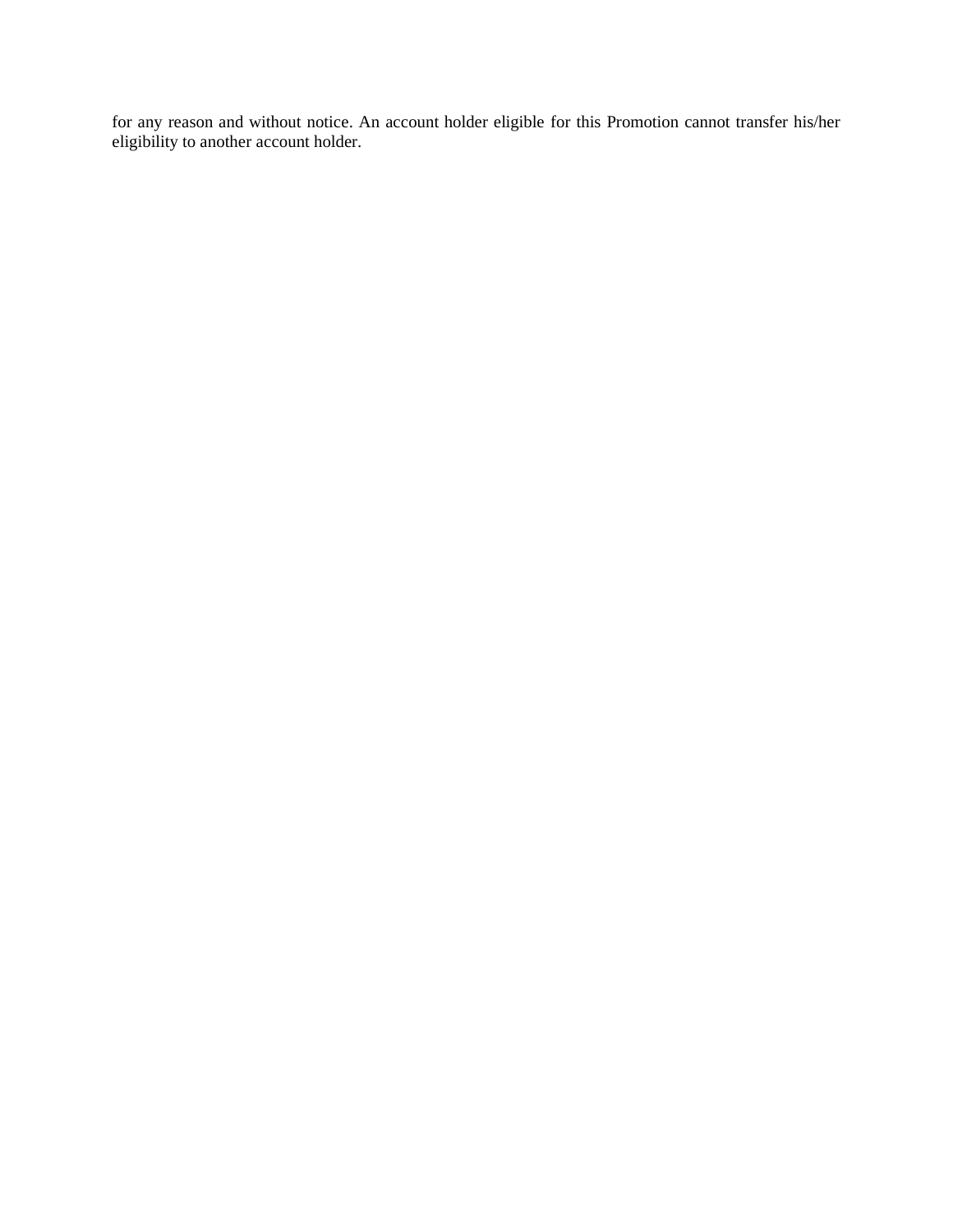for any reason and without notice. An account holder eligible for this Promotion cannot transfer his/her eligibility to another account holder.